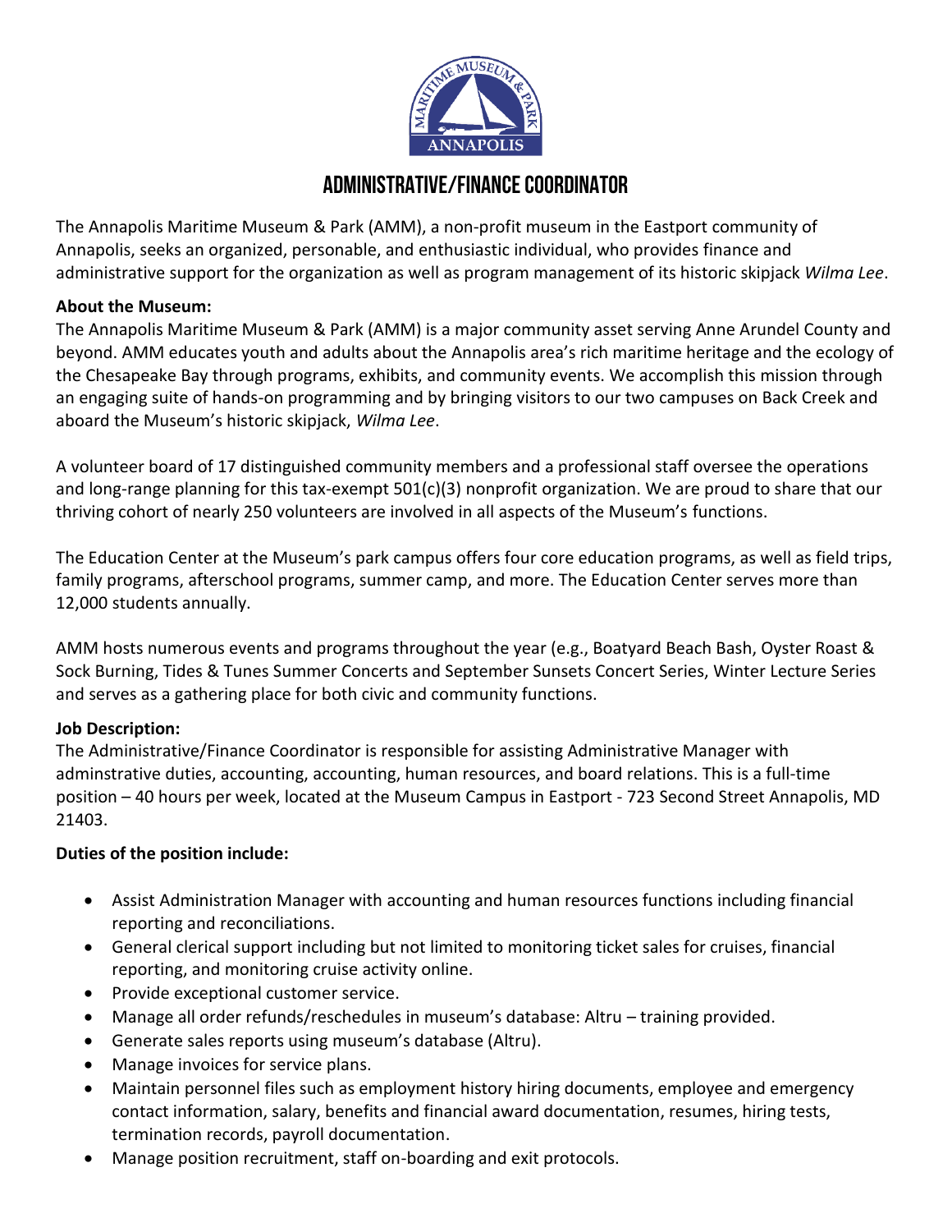# Administrative/Finance Coordinator

The Annapolis Maritime Museum & Park (AMM), a non-profit museum in the Eastport community of Annapolis, seeks an organized, personable, and enthusiastic individual, who provides finance and administrative support for the organization as well as program management of its historic skipjack *Wilma Lee*.

**About the Museum:**

The Annapolis Maritime Museum & Park (AMM) is a major community asset serving Anne Arundel County and beyond. AMM educates youth and adults about the Annapolis area's rich maritime heritage and the ecology of the Chesapeake Bay through programs, exhibits, and community events. We accomplish this mission through an engaging suite of hands-on programming and by bringing visitors to our two campuses on Back Creek and aboard the Museum's historic skipjack, *Wilma Lee*.

A volunteer board of 17 distinguished community members and a professional staff oversee the operations and long-range planning for this tax-exempt 501(c)(3) nonprofit organization. We are proud to share that our thriving cohort of nearly 250 volunteers are involved in all aspects of the Museum's functions.

The Education Center at the Museum's park campus offers four core education programs, as well as field trips, family programs, afterschool programs, summer camp, and more. The Education Center serves more than 12,000 students annually.

AMM hosts numerous events and programs throughout the year (e.g., Boatyard Beach Bash, Oyster Roast & Sock Burning, Tides & Tunes Summer Concerts and September Sunsets Concert Series, Winter Lecture Series and serves as a gathering place for both civic and community functions.

**Job Description:**

The Administrative/Finance Coordinator is responsible for assisting Administrative Manager with adminstrative duties, accounting, accounting, human resources, and board relations. This is a full-time position – 40 hours per week, located at the Museum Campus in Eastport - 723 Second Street Annapolis, MD 21403.

**Duties of the position include:**

- Assist Administration Manager with accounting and human resources functions including financial reporting and reconciliations.
- General clerical support including but not limited to monitoring ticket sales for cruises, financial reporting, and monitoring cruise activity online.
- Provide exceptional customer service.
- Manage all order refunds/reschedules in museum's database: Altru – training provided.
- Generate sales reports using museum's database (Altru).
- Manage invoices for service plans.
- Maintain personnel files such as employment history hiring documents, employee and emergency contact information, salary, benefits and financial award documentation, resumes, hiring tests, termination records, payroll documentation.
- Manage position recruitment, staff on-boarding and exit protocols.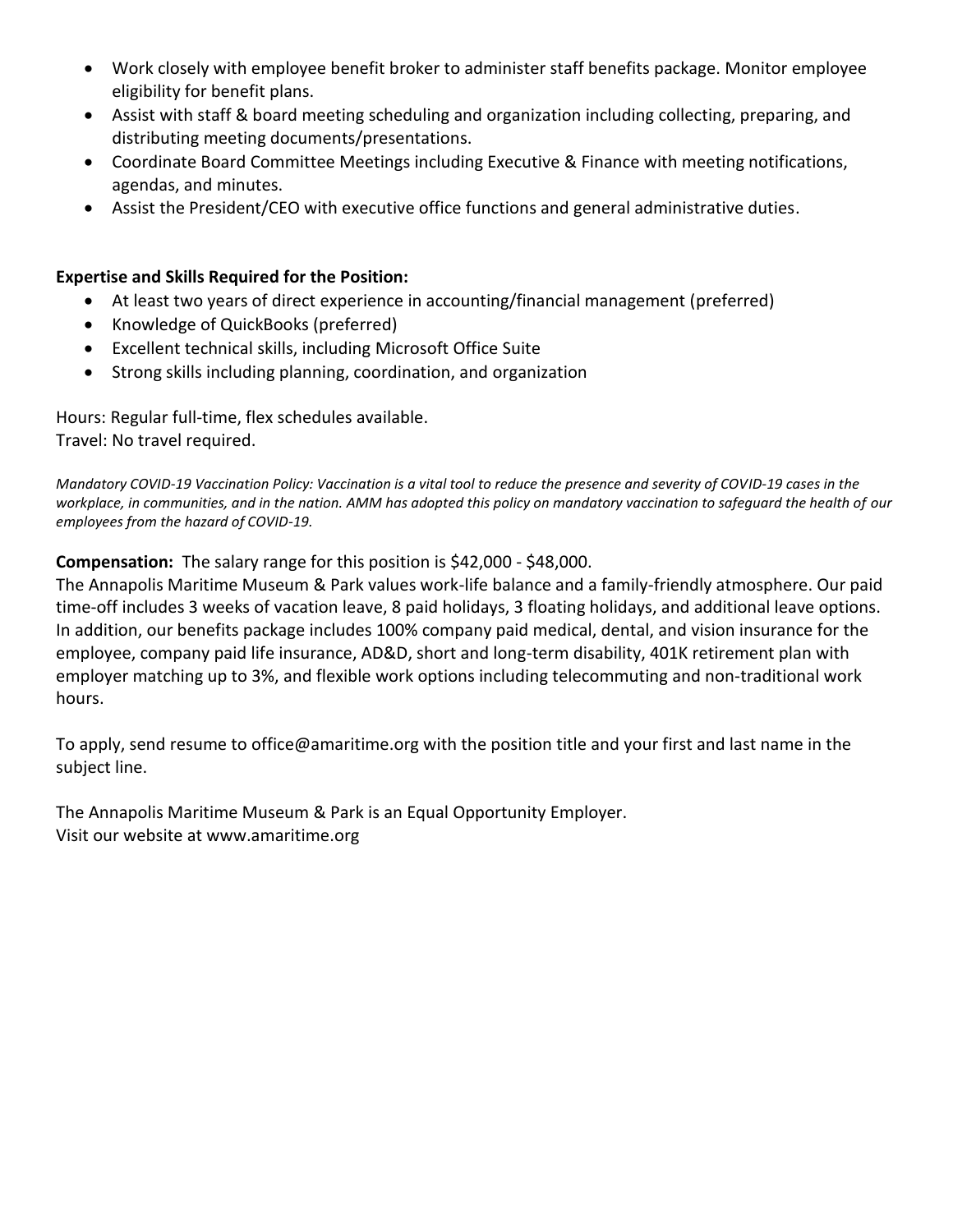- Work closely with employee benefit broker to administer staff benefits package. Monitor employee eligibility for benefit plans.
- Assist with staff & board meeting scheduling and organization including collecting, preparing, and distributing meeting documents/presentations.
- Coordinate Board Committee Meetings including Executive & Finance with meeting notifications, agendas, and minutes.
- Assist the President/CEO with executive office functions and general administrative duties.

**Expertise and Skills Required for the Position:**

- At least two years of direct experience in accounting/financial management (preferred)
- Knowledge of QuickBooks (preferred)
- Excellent technical skills, including Microsoft Office Suite
- Strong skills including planning, coordination, and organization

Hours: Regular full-time, flex schedules available.
Travel: No travel required.

*Mandatory COVID-19 Vaccination Policy: Vaccination is a vital tool to reduce the presence and severity of COVID-19 cases in the workplace, in communities, and in the nation. AMM has adopted this policy on mandatory vaccination to safeguard the health of our employees from the hazard of COVID-19.*

**Compensation:** The salary range for this position is $42,000 - $48,000.
The Annapolis Maritime Museum & Park values work-life balance and a family-friendly atmosphere. Our paid time-off includes 3 weeks of vacation leave, 8 paid holidays, 3 floating holidays, and additional leave options. In addition, our benefits package includes 100% company paid medical, dental, and vision insurance for the employee, company paid life insurance, AD&D, short and long-term disability, 401K retirement plan with employer matching up to 3%, and flexible work options including telecommuting and non-traditional work hours.

To apply, send resume to office@amaritime.org with the position title and your first and last name in the subject line.

The Annapolis Maritime Museum & Park is an Equal Opportunity Employer.
Visit our website at www.amaritime.org